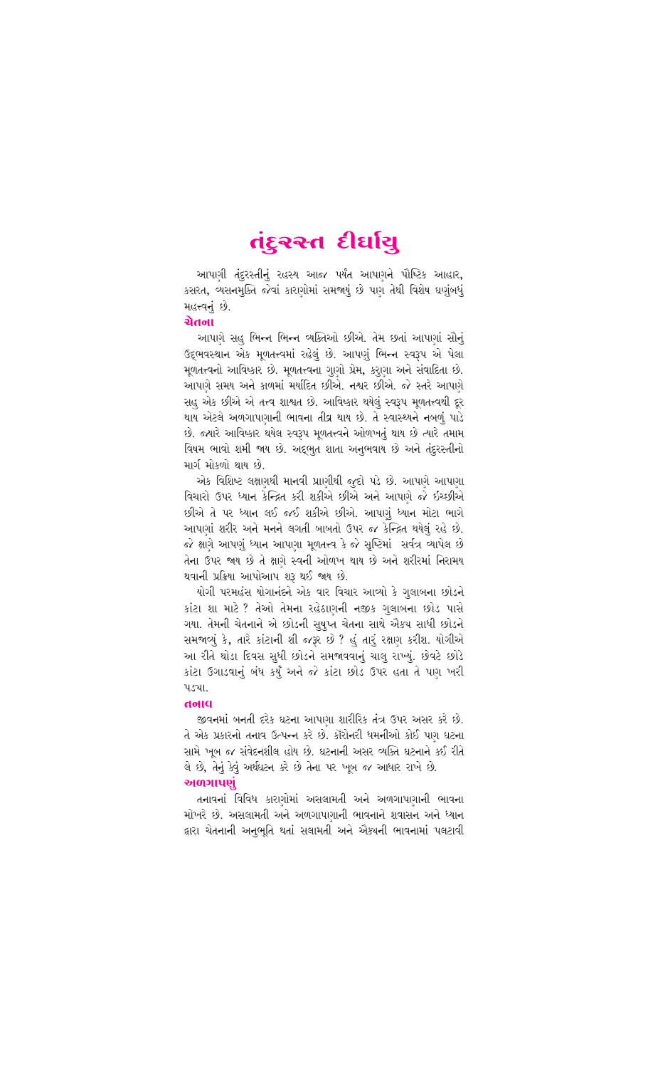# તંદુરસ્ત દીર્ઘાયુ

આપણી તંદુરસ્તીનું રહસ્ય આજ પર્યંત આપણને પૌષ્ટિક આહાર, કસરત, વ્યસનમુક્તિ જેવાં કારણોમાં સમજાયું છે પણ તેથી વિશેષ ઘણુંબધું મહત્ત્વનું છે.

### ચેતના

આપણે સહુ ભિન્ન ભિન્ન વ્યક્તિઓ છીએ. તેમ છતાં આપણાં સૌનું ઉદ્‌ભવસ્થાન એક મૂળતત્ત્વમાં રહેલું છે. આપણું ભિન્ન સ્વરૂપ એ પેલા મૂળતત્ત્વનો આવિષ્કાર છે. મૂળતત્ત્વના ગુણો પ્રેમ, કરુણા અને સંવાદિતા છે. આપણે સમય અને કાળમાં મર્યાદિત છીએ. નશ્વર છીએ. જે સ્તરે આપણે સહુ એક છીએ એ તત્ત્વ શાશ્વત છે. આવિષ્કાર થયેલું સ્વરૂપ મૂળતત્ત્વથી દૂર થાય એટલે અળગાપણાની ભાવના તીવ્ર થાય છે. તે સ્વાસ્થ્યને નબળું પાડે છે. જ્યારે આવિષ્કાર થયેલ સ્વરૂપ મૂળતત્ત્વને ઓળખતું થાય છે ત્યારે તમામ વિષમ ભાવો શમી જાય છે. અદ્‌ભુત શાતા અનુભવાય છે અને તંદુરસ્તીનો માર્ગ મોકળો થાય છે.

એક વિશિષ્ટ લક્ષણથી માનવી પ્રાણીથી જુદો પડે છે. આપણે આપણા વિચારો ઉપર ધ્યાન કેન્દ્રિત કરી શકીએ છીએ અને આપણે જે ઇચ્છીએ છીએ તે પર ધ્યાન લઈ જઈ શકીએ છીએ. આપણું ધ્યાન મોટા ભાગે આપણાં શરીર અને મનને લગતી બાબતો ઉપર જ કેન્દ્રિત થયેલું રહે છે. જે ક્ષણે આપણું ધ્યાન આપણા મૂળતત્ત્વ કે જે સૃષ્ટિમાં સર્વત્ર વ્યાપેલ છે તેના ઉપર જાય છે તે ક્ષણે સ્વની ઓળખ થાય છે અને શરીરમાં નિરામય થવાની પ્રક્રિયા આપોઆપ શરૂ થઈ જાય છે.

યોગી પરમહંસ યોગાનંદને એક વાર વિચાર આવ્યો કે ગુલાબના છોડને કાંટા શા માટે ? તેઓ તેમના રહેઠાણની નજીક ગુલાબના છોડ પાસે ગયા. તેમની ચેતનાને એ છોડની સુષુપ્ત ચેતના સાથે ઐક્ય સાધી છોડને સમજાવ્યું કે, તારે કાંટાની શી જરૂર છે ? હું તારું રક્ષણ કરીશ. યોગીએ આ રીતે થોડા દિવસ સુધી છોડને સમજાવવાનું ચાલુ રાખ્યું. છેવટે છોડે કાંટા ઉગાડવાનું બંધ કર્યું અને જે કાંટા છોડ ઉપર હતા તે પણ ખરી પડ્યા.

### તનાવ

જીવનમાં બનતી દરેક ઘટના આપણા શારીરિક તંત્ર ઉપર અસર કરે છે. તે એક પ્રકારનો તનાવ ઉત્પન્ન કરે છે. કૉરોનરી ધમનીઓ કોઈ પણ ઘટના સામે ખૂબ જ સંવેદનશીલ હોય છે. ઘટનાની અસર વ્યક્તિ ઘટનાને કઈ રીતે લે છે, તેનું કેવું અર્થઘટન કરે છે તેના પર ખૂબ જ આધાર રાખે છે.

### અળગાપણું

તનાવનાં વિવિધ કારણોમાં અસલામતી અને અળગાપણાની ભાવના મોખરે છે. અસલામતી અને અળગાપણાની ભાવનાને શવાસન અને ધ્યાન દ્વારા ચેતનાની અનુભૂતિ થતાં સલામતી અને ઐક્યની ભાવનામાં પલટાવી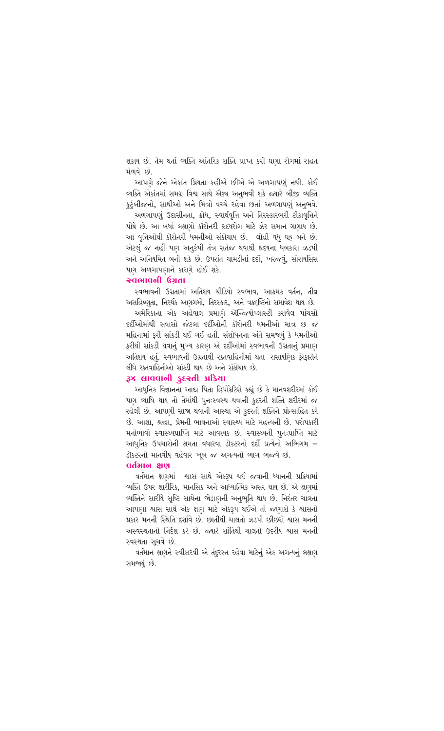શકાય છે. તેમ થતાં વ્યક્તિ આંતરિક શક્તિ પ્રાપ્ત કરી ઘણા રોગમાં રાહત મેળવે છે.

આપણે જેને એકાંત પ્રિયતા કહીએ છીએ એ અળગાપણું નથી. કોઈ વ્યક્તિ એકાંતમાં સમગ્ર વિશ્વ સાથે ઐક્ય અનુભવી શકે જ્યારે બીજી વ્યક્તિ કુટુંબીજનો, સાથીઓ અને મિત્રો વચ્ચે રહેવા છતાં અળગાપણું અનુભવે.

અળગાપણું ઉદાસીનતા, ક્રોધ, સ્વાર્થવૃત્તિ અને તિરસ્કારભરી ટીકાવૃત્તિને પોષે છે. આ બધાં લક્ષણો કૉરોનરી હૃદયરોગ માટે ઝેર સમાન ગણાય છે. આ વૃત્તિઓથી કૉરોનરી ધમનીઓ સંકોચાય છે. લોહી વધુ ઘટ્ટ બને છે. એટલું જ નહીં પણ અનુકંપી તંત્ર સતેજ થવાથી હૃદયના ધબકારા ઝડપી અને અનિયમિત બની શકે છે. ઉપરાંત ચામડીનાં દર્દો, ખરજવું, સોરાયસિસ પણ અળગાપણાને કારણે હોઈ શકે.

## સ્વભાવની ઉગ્રતા

સ્વભાવની ઉગ્રતામાં અતિશય ચીડિયો સ્વભાવ, આક્રમક વર્તન, તીવ્ર અસહિષ્ણુતા, નિરર્થક આગ્રહો, તિરસ્કાર, અને વક્રદૃષ્ટિનો સમાવેશ થાય છે.

અમેરિકાના એક અહેવાલ પ્રમાણે ઍન્જિયોપ્લાસ્ટી કરાવેલ પાંચસો દર્દીઓમાંથી સવાસો જેટલા દર્દીઓની કૉરોનરી ધમનીઓ માત્ર છ જ મહિનામાં ફરી સાંકડી થઈ ગઈ હતી. સંશોધનના અંતે સમજાયું કે ધમનીઓ ફરીથી સાંકડી થવાનું મુખ્ય કારણ એ દર્દીઓમાં સ્વભાવની ઉગ્રતાનું પ્રમાણ અતિશય હતું. સ્વભાવની ઉગ્રતાથી રક્તવાહિનીમાં થતા રાસાયણિક ફેરફારોને લીધે રક્તવાહિનીઓ સાંકડી થાય છે અને સંકોચાય છે.

## રૂઝ લાવવાની કુદરતી પ્રક્રિયા

આધુનિક વિજ્ઞાનના આદ્ય પિતા હિપોક્રેટિસે કહ્યું છે કે માનવશરીરમાં કોઈ પણ વ્યાધિ થાય તો તેમાંથી પુનઃસ્વસ્થ થવાની કુદરતી શક્તિ શરીરમાં જ રહેલી છે. આપણી સાજા થવાની આસ્થા એ કુદરતી શક્તિને પ્રોત્સાહિત કરે છે. આશા, શ્રદ્ધા, પ્રેમની ભાવનાઓ સ્વાસ્થ્ય માટે મહત્ત્વની છે. પરોપકારી મનોભાવો સ્વાસ્થ્યપ્રાપ્તિ માટે આવશ્યક છે. સ્વાસ્થ્યની પુનઃપ્રાપ્તિ માટે આધુનિક ઉપચારોની ક્ષમતા વધારવા ડૉક્ટરનો દર્દી પ્રત્યેનો અભિગમ – ડૉક્ટરનો માનવીય વહેવાર ખૂબ જ અગત્યનો ભાગ ભજવે છે.

## વર્તમાન ક્ષણ

વર્તમાન ક્ષણમાં શ્વાસ સાથે એકરૂપ થઈ જવાની ધ્યાનની પ્રક્રિયામાં વ્યક્તિ ઉપર શારીરિક, માનસિક અને આધ્યાત્મિક અસર થાય છે. એ ક્ષણમાં વ્યક્તિને સારીયે સૃષ્ટિ સાથેના જોડાણની અનુભૂતિ થાય છે. નિરંતર ચાલતા આપણા શ્વાસ સાથે એક ક્ષણ માટે એકરૂપ થઈએ તો જાણાશે કે શ્વાસનો પ્રકાર મનની સ્થિતિ દર્શાવે છે. છાતીથી ચાલતો ઝડપી છીછરો શ્વાસ મનની અસ્વસ્થતાનો નિર્દેશ કરે છે. જ્યારે શાંતિથી ચાલતો ઉદરીય શ્વાસ મનની સ્વસ્થતા સૂચવે છે.

વર્તમાન ક્ષણને સ્વીકારવી એ તંદુરસ્ત રહેવા માટેનું એક અગત્યનું લક્ષણ સમજાયું છે.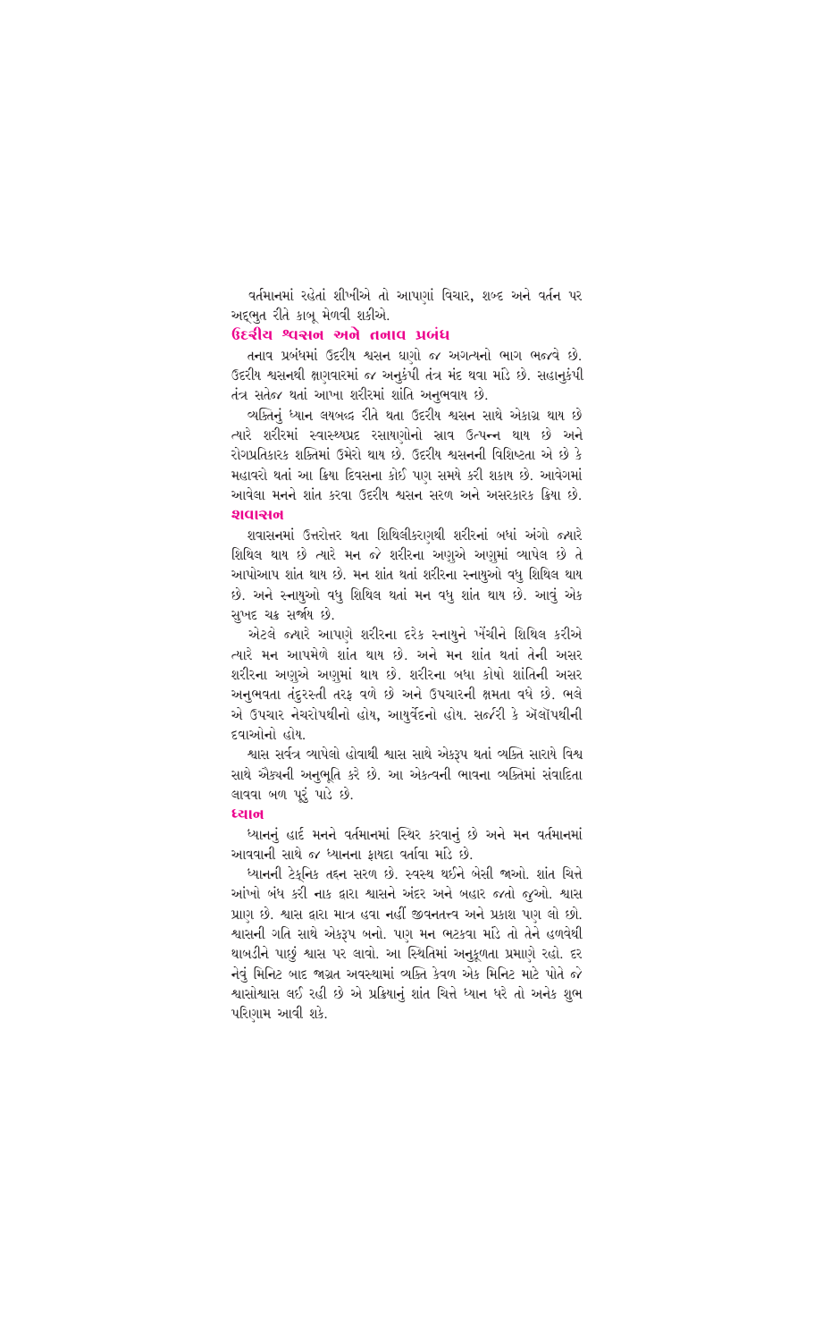વર્તમાનમાં રહેતાં શીખીએ તો આપણાં વિચાર, શબ્દ અને વર્તન પર અદ્ભુત રીતે કાબૂ મેળવી શકીએ.

## ઉદરીય શ્વસન અને તનાવ પ્રબંધ

તનાવ પ્રબંધમાં ઉદરીય શ્વસન ઘણો જ અગત્યનો ભાગ ભજવે છે. ઉદરીય શ્વસનથી ક્ષણવારમાં જ અનુકંપી તંત્ર મંદ થવા માંડે છે. સહાનુકંપી તંત્ર સતેજ થતાં આખા શરીરમાં શાંતિ અનુભવાય છે.

વ્યક્તિનું ધ્યાન લયબદ્ધ રીતે થતા ઉદરીય શ્વસન સાથે એકાગ્ર થાય છે ત્યારે શરીરમાં સ્વાસ્થ્યપ્રદ રસાયણોનો સ્રાવ ઉત્પન્ન થાય છે અને રોગપ્રતિકારક શક્તિમાં ઉમેરો થાય છે. ઉદરીય શ્વસનની વિશિષ્ટતા એ છે કે મહાવરો થતાં આ ક્રિયા દિવસના કોઈ પણ સમયે કરી શકાય છે. આવેગમાં આવેલા મનને શાંત કરવા ઉદરીય શ્વસન સરળ અને અસરકારક ક્રિયા છે.

## શવાસન

શવાસનમાં ઉત્તરોત્તર થતા શિથિલીકરણથી શરીરનાં બધાં અંગો જ્યારે શિથિલ થાય છે ત્યારે મન જે શરીરના અણુએ અણુમાં વ્યાપેલ છે તે આપોઆપ શાંત થાય છે. મન શાંત થતાં શરીરના સ્નાયુઓ વધુ શિથિલ થાય છે. અને સ્નાયુઓ વધુ શિથિલ થતાં મન વધુ શાંત થાય છે. આવું એક સુખદ ચક્ર સર્જાય છે.

એટલે જ્યારે આપણે શરીરના દરેક સ્નાયુને ખેંચીને શિથિલ કરીએ ત્યારે મન આપમેળે શાંત થાય છે. અને મન શાંત થતાં તેની અસર શરીરના અણુએ અણુમાં થાય છે. શરીરના બધા કોષો શાંતિની અસર અનુભવતા તંદુરસ્તી તરફ વળે છે અને ઉપચારની ક્ષમતા વધે છે. ભલે એ ઉપચાર નેચરોપથીનો હોય, આયુર્વેદનો હોય. સર્જરી કે ઍલૉપથીની દવાઓનો હોય.

શ્વાસ સર્વત્ર વ્યાપેલો હોવાથી શ્વાસ સાથે એકરૂપ થતાં વ્યક્તિ સારાયે વિશ્વ સાથે ઐક્યની અનુભૂતિ કરે છે. આ એકત્વની ભાવના વ્યક્તિમાં સંવાદિતા લાવવા બળ પૂરું પાડે છે.

## ધ્યાન

ધ્યાનનું હાર્દ મનને વર્તમાનમાં સ્થિર કરવાનું છે અને મન વર્તમાનમાં આવવાની સાથે જ ધ્યાનના ફાયદા વર્તાવા માંડે છે.

ધ્યાનની ટેક્નિક તદ્દન સરળ છે. સ્વસ્થ થઈને બેસી જાઓ. શાંત ચિત્તે આંખો બંધ કરી નાક દ્વારા શ્વાસને અંદર અને બહાર જતો જુઓ. શ્વાસ પ્રાણ છે. શ્વાસ દ્વારા માત્ર હવા નહીં જીવનતત્ત્વ અને પ્રકાશ પણ લો છો. શ્વાસની ગતિ સાથે એકરૂપ બનો. પણ મન ભટકવા માંડે તો તેને હળવેથી થાબડીને પાછું શ્વાસ પર લાવો. આ સ્થિતિમાં અનુકૂળતા પ્રમાણે રહો. દર નેવું મિનિટ બાદ જાગ્રત અવસ્થામાં વ્યક્તિ કેવળ એક મિનિટ માટે પોતે જે શ્વાસોશ્વાસ લઈ રહી છે એ પ્રક્રિયાનું શાંત ચિત્તે ધ્યાન ધરે તો અનેક શુભ પરિણામ આવી શકે.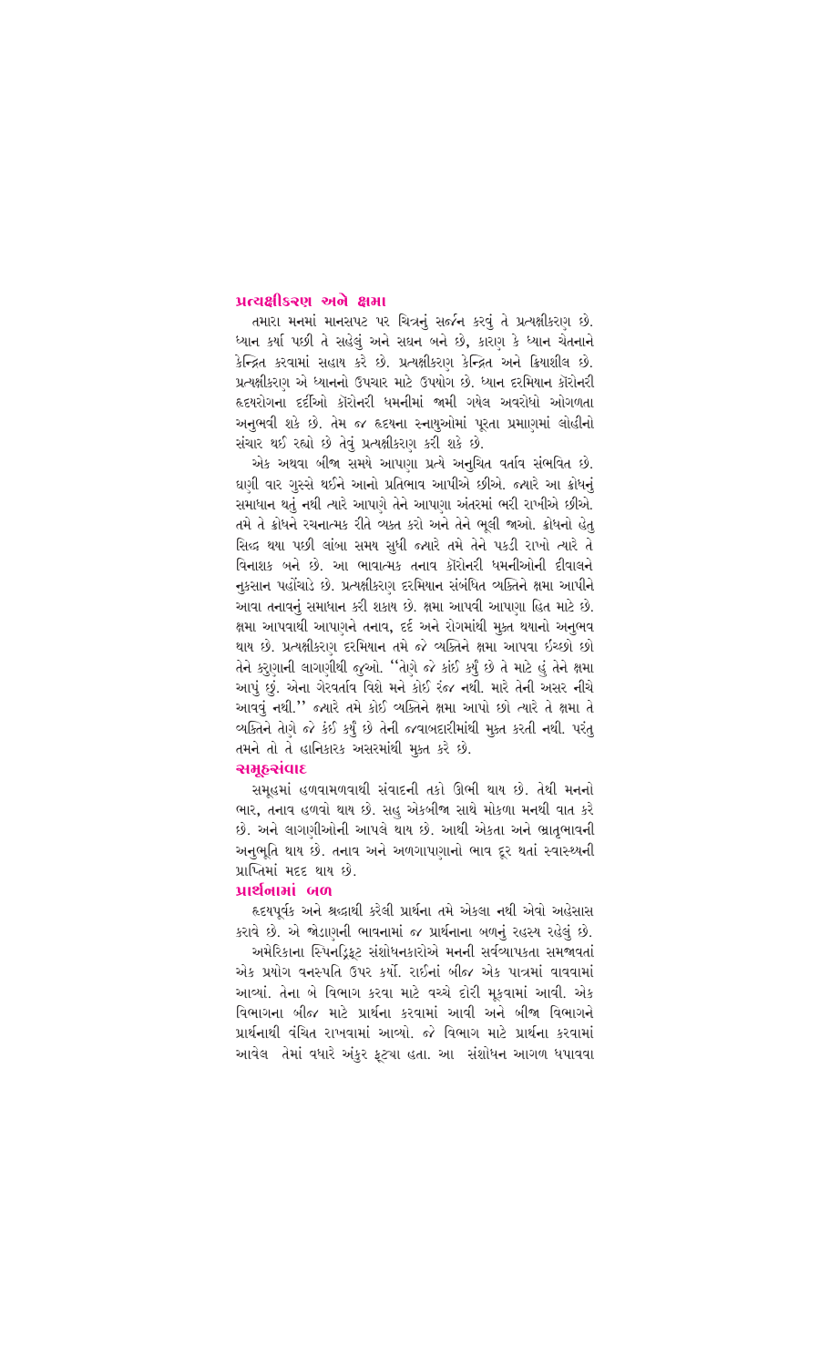## પ્રત્યક્ષીકરણ અને ક્ષમા

તમારા મનમાં માનસપટ પર ચિત્રનું સર્જન કરવું તે પ્રત્યક્ષીકરણ છે. ધ્યાન કર્યા પછી તે સહેલું અને સઘન બને છે, કારણ કે ધ્યાન ચેતનાને કેન્દ્રિત કરવામાં સહાય કરે છે. પ્રત્યક્ષીકરણ કેન્દ્રિત અને ક્રિયાશીલ છે. પ્રત્યક્ષીકરણ એ ધ્યાનનો ઉપચાર માટે ઉપયોગ છે. ધ્યાન દરમિયાન કૉરોનરી હૃદયરોગના દર્દીઓ કૉરોનરી ધમનીમાં જામી ગયેલ અવરોધો ઓગળતા અનુભવી શકે છે. તેમ જ હૃદયના સ્નાયુઓમાં પૂરતા પ્રમાણમાં લોહીનો સંચાર થઈ રહ્યો છે તેવું પ્રત્યક્ષીકરણ કરી શકે છે.

એક અથવા બીજા સમયે આપણા પ્રત્યે અનુચિત વર્તાવ સંભવિત છે. ઘણી વાર ગુસ્સે થઈને આનો પ્રતિભાવ આપીએ છીએ. જ્યારે આ ક્રોધનું સમાધાન થતું નથી ત્યારે આપણે તેને આપણા અંતરમાં ભરી રાખીએ છીએ. તમે તે ક્રોધને રચનાત્મક રીતે વ્યક્ત કરો અને તેને ભૂલી જાઓ. ક્રોધનો હેતુ સિદ્ધ થયા પછી લાંબા સમય સુધી જ્યારે તમે તેને પકડી રાખો ત્યારે તે વિનાશક બને છે. આ ભાવાત્મક તનાવ કૉરોનરી ધમનીઓની દીવાલને નુકસાન પહોંચાડે છે. પ્રત્યક્ષીકરણ દરમિયાન સંબંધિત વ્યક્તિને ક્ષમા આપીને આવા તનાવનું સમાધાન કરી શકાય છે. ક્ષમા આપવી આપણા હિત માટે છે. ક્ષમા આપવાથી આપણને તનાવ, દર્દ અને રોગમાંથી મુક્ત થયાનો અનુભવ થાય છે. પ્રત્યક્ષીકરણ દરમિયાન તમે જે વ્યક્તિને ક્ષમા આપવા ઇચ્છો છો તેને કરુણાની લાગણીથી જુઓ. ''તેણે જે કાંઈ કર્યું છે તે માટે હું તેને ક્ષમા આપું છું. એના ગેરવર્તાવ વિશે મને કોઈ રંજ નથી. મારે તેની અસર નીચે આવવું નથી.'' જ્યારે તમે કોઈ વ્યક્તિને ક્ષમા આપો છો ત્યારે તે ક્ષમા તે વ્યક્તિને તેણે જે કંઈ કર્યું છે તેની જવાબદારીમાંથી મુક્ત કરતી નથી. પરંતુ તમને તો તે હાનિકારક અસરમાંથી મુક્ત કરે છે.

## સમૂહસંવાદ

સમૂહમાં હળવામળવાથી સંવાદની તકો ઊભી થાય છે. તેથી મનનો ભાર, તનાવ હળવો થાય છે. સહુ એકબીજા સાથે મોકળા મનથી વાત કરે છે. અને લાગણીઓની આપલે થાય છે. આથી એકતા અને ભ્રાતૃભાવની અનુભૂતિ થાય છે. તનાવ અને અળગાપણાનો ભાવ દૂર થતાં સ્વાસ્થ્યની પ્રાપ્તિમાં મદદ થાય છે.

## પ્રાર્થનામાં બળ

હૃદયપૂર્વક અને શ્રદ્ધાથી કરેલી પ્રાર્થના તમે એકલા નથી એવો અહેસાસ કરાવે છે. એ જોડાણની ભાવનામાં જ પ્રાર્થનાના બળનું રહસ્ય રહેલું છે.

અમેરિકાના સ્પિનિડ્રિફ્ટ સંશોધનકારોએ મનની સર્વવ્યાપકતા સમજાવતાં એક પ્રયોગ વનસ્પતિ ઉપર કર્યો. રાઈનાં બીજ એક પાત્રમાં વાવવામાં આવ્યાં. તેના બે વિભાગ કરવા માટે વચ્ચે દોરી મૂકવામાં આવી. એક વિભાગના બીજ માટે પ્રાર્થના કરવામાં આવી અને બીજા વિભાગને પ્રાર્થનાથી વંચિત રાખવામાં આવ્યો. જે વિભાગ માટે પ્રાર્થના કરવામાં આવેલ તેમાં વધારે અંકુર ફૂટ્યા હતા. આ સંશોધન આગળ ધપાવવા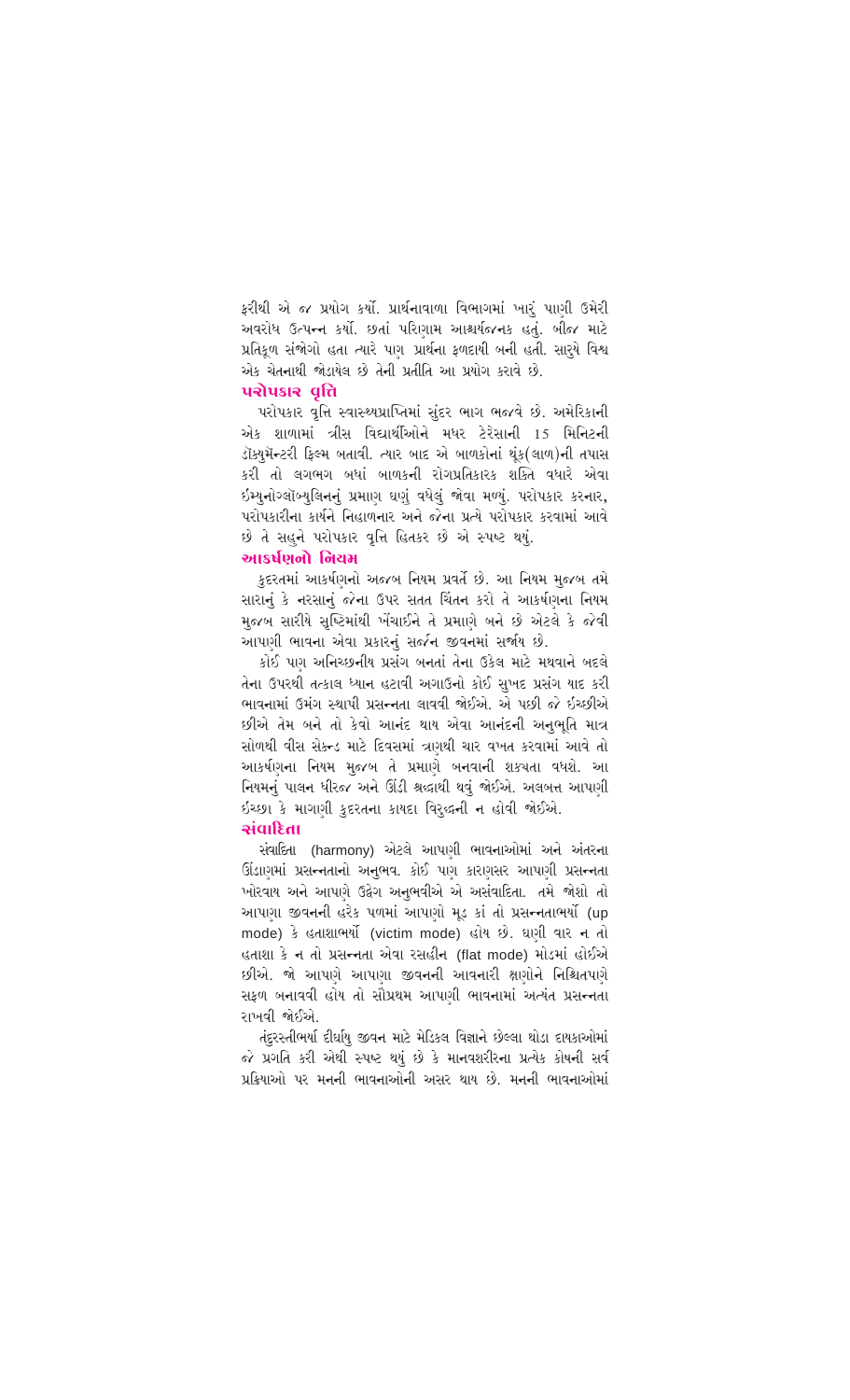ફરીથી એ જ પ્રયોગ કર્યો. પ્રાર્થનાવાળા વિભાગમાં ખારું પાણી ઉમેરી અવરોધ ઉત્પન્ન કર્યો. છતાં પરિણામ આશ્ચર્યજનક હતું. બીજ માટે પ્રતિકૂળ સંજોગો હતા ત્યારે પણ પ્રાર્થના ફળદાયી બની હતી. સારુંયે વિશ્વ એક ચેતનાથી જોડાયેલ છે તેની પ્રતીતિ આ પ્રયોગ કરાવે છે.

## પરોપકાર વૃત્તિ

પરોપકાર વૃત્તિ સ્વાસ્થ્યપ્રાપ્તિમાં સુંદર ભાગ ભજવે છે. અમેરિકાની એક શાળામાં ત્રીસ વિદ્યાર્થીઓને મધર ટેરેસાની 15 મિનિટની ડૉક્યુમેન્ટરી ફિલ્મ બતાવી. ત્યાર બાદ એ બાળકોનાં થૂંક(લાળ)ની તપાસ કરી તો લગભગ બધાં બાળકની રોગપ્રતિકારક શક્તિ વધારે એવા ઇમ્યુનોગ્લૉબ્યુલિનનું પ્રમાણ ઘણું વધેલું જોવા મળ્યું. પરોપકાર કરનાર, પરોપકારીના કાર્યને નિહાળનાર અને જેના પ્રત્યે પરોપકાર કરવામાં આવે છે તે સહુને પરોપકાર વૃત્તિ હિતકર છે એ સ્પષ્ટ થયું.

## આકર્ષણનો નિયમ

કુદરતમાં આકર્ષણનો અજબ નિયમ પ્રવર્તે છે. આ નિયમ મુજબ તમે સારાનું કે નરસાનું જેના ઉપર સતત ચિંતન કરો તે આકર્ષણના નિયમ મુજબ સારીયે સૃષ્ટિમાંથી ખેંચાઈને તે પ્રમાણે બને છે એટલે કે જેવી આપણી ભાવના એવા પ્રકારનું સર્જન જીવનમાં સર્જાય છે.

કોઈ પણ અનિચ્છનીય પ્રસંગ બનતાં તેના ઉકેલ માટે મથવાને બદલે તેના ઉપરથી તત્કાલ ધ્યાન હટાવી અગાઉનો કોઈ સુખદ પ્રસંગ યાદ કરી ભાવનામાં ઉમંગ સ્થાપી પ્રસન્નતા લાવવી જોઈએ. એ પછી જે ઇચ્છીએ છીએ તેમ બને તો કેવો આનંદ થાય એવા આનંદની અનુભૂતિ માત્ર સોળથી વીસ સેકન્ડ માટે દિવસમાં ત્રણથી ચાર વખત કરવામાં આવે તો આકર્ષણના નિયમ મુજબ તે પ્રમાણે બનવાની શક્યતા વધશે. આ નિયમનું પાલન ધીરજ અને ઊંડી શ્રદ્ધાથી થવું જોઈએ. અલબત્ત આપણી ઇચ્છા કે માગણી કુદરતના કાયદા વિરુદ્ધની ન હોવી જોઈએ.

## સંવાદિતા

સંવાદિતા (harmony) એટલે આપણી ભાવનાઓમાં અને અંતરના ઊંડાણમાં પ્રસન્નતાનો અનુભવ. કોઈ પણ કારણસર આપણી પ્રસન્નતા ખોરવાય અને આપણે ઉદ્વેગ અનુભવીએ એ અસંવાદિતા. તમે જોશો તો આપણા જીવનની હરેક પળમાં આપણો મૂડ કાં તો પ્રસન્નતાભર્યો (up mode) કે હતાશાભર્યો (victim mode) હોય છે. ઘણી વાર ન તો હતાશા કે ન તો પ્રસન્નતા એવા રસહીન (flat mode) મોડમાં હોઈએ છીએ. જો આપણે આપણા જીવનની આવનારી ક્ષણોને નિશ્ચિતપણે સફળ બનાવવી હોય તો સૌપ્રથમ આપણી ભાવનામાં અત્યંત પ્રસન્નતા રાખવી જોઈએ.

તંદુરસ્તીભર્યા દીર્ઘાયુ જીવન માટે મેડિકલ વિજ્ઞાને છેલ્લા થોડા દાયકાઓમાં જે પ્રગતિ કરી એથી સ્પષ્ટ થયું છે કે માનવશરીરના પ્રત્યેક કોષની સર્વ પ્રક્રિયાઓ પર મનની ભાવનાઓની અસર થાય છે. મનની ભાવનાઓમાં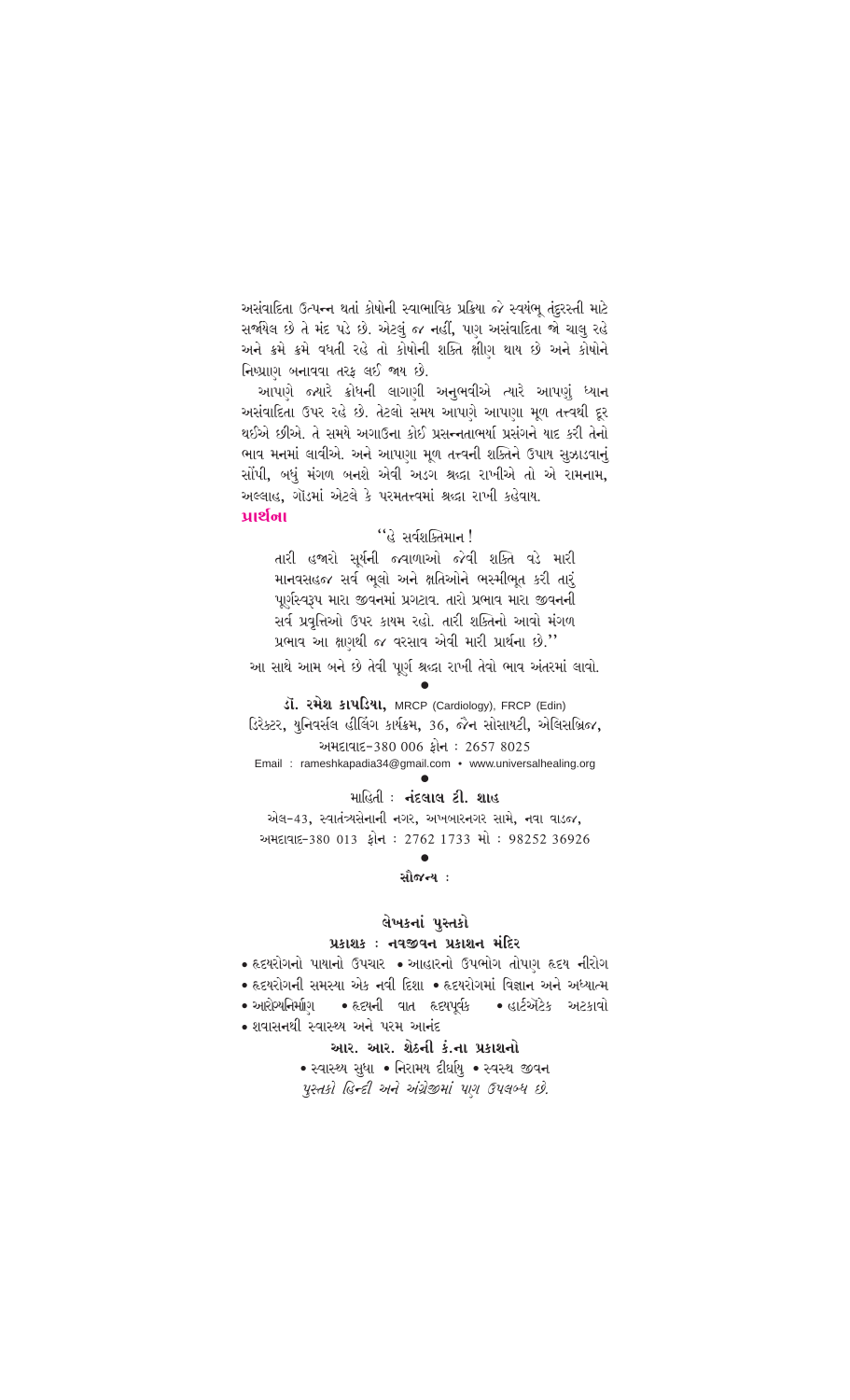અસંવાદિતા ઉત્પન્ન થતાં કોષોની સ્વાભાવિક પ્રક્રિયા જે સ્વયંભૂ તંદુરસ્તી માટે સર્જાયેલ છે તે મંદ પડે છે. એટલું જ નહીં, પણ અસંવાદિતા જો ચાલુ રહે અને ક્રમે ક્રમે વધતી રહે તો કોષોની શક્તિ ક્ષીણ થાય છે અને કોષોને નિષ્પ્રાણ બનાવવા તરફ લઈ જાય છે.

આપણે જ્યારે ક્રોધની લાગણી અનુભવીએ ત્યારે આપણું ધ્યાન અસંવાદિતા ઉપર રહે છે. તેટલો સમય આપણે આપણા મૂળ તત્ત્વથી દૂર થઈએ છીએ. તે સમયે અગાઉના કોઈ પ્રસન્નતાભર્યા પ્રસંગને યાદ કરી તેનો ભાવ મનમાં લાવીએ. અને આપણા મૂળ તત્ત્વની શક્તિને ઉપાય સુઝાડવાનું સોંપી, બધું મંગળ બનશે એવી અડગ શ્રદ્ધા રાખીએ તો એ રામનામ, અલ્લાહ, ગૉડમાં એટલે કે પરમતત્ત્વમાં શ્રદ્ધા રાખી કહેવાય.

**પ્રાર્થના**

"હે સર્વશક્તિમાન !

તારી હજારો સૂર્યની જ્વાળાઓ જેવી શક્તિ વડે મારી માનવસહજ સર્વ ભૂલો અને ક્ષતિઓને ભસ્મીભૂત કરી તારું પૂર્ણસ્વરૂપ મારા જીવનમાં પ્રગટાવ. તારો પ્રભાવ મારા જીવનની સર્વ પ્રવૃત્તિઓ ઉપર કાયમ રહો. તારી શક્તિનો આવો મંગળ પ્રભાવ આ ક્ષણથી જ વરસાવ એવી મારી પ્રાર્થના છે."

આ સાથે આમ બને છે તેવી પૂર્ણ શ્રદ્ધા રાખી તેવો ભાવ અંતરમાં લાવો.

•

**ડૉ. રમેશ કાપડિયા,** MRCP (Cardiology), FRCP (Edin)
ડિરેક્ટર, યુનિવર્સલ હીલિંગ કાર્યક્રમ, 36, જૈન સોસાયટી, એલિસબ્રિજ,
અમદાવાદ-380 006 ફોન : 2657 8025
Email : rameshkapadia34@gmail.com • www.universalhealing.org

•

માહિતી : **નંદલાલ ટી. શાહ**
એલ-43, સ્વાતંત્ર્યસેનાની નગર, અખબારનગર સામે, નવા વાડજ,
અમદાવાદ-380 013 ફોન : 2762 1733 મો : 98252 36926

•

**સૌજન્ય :**

**લેખકનાં પુસ્તકો**

**પ્રકાશક : નવજીવન પ્રકાશન મંદિર**

• હૃદયરોગનો પાયાનો ઉપચાર • આહારનો ઉપભોગ તોપણ હૃદય નીરોગ
• હૃદયરોગની સમસ્યા એક નવી દિશા • હૃદયરોગમાં વિજ્ઞાન અને અધ્યાત્મ
• આરોગ્યનિર્માણ • હૃદયની વાત હૃદયપૂર્વક • હાર્ટઍટેક અટકાવો
• શવાસનથી સ્વાસ્થ્ય અને પરમ આનંદ

**આર. આર. શેઠની કં.ના પ્રકાશનો**

• સ્વાસ્થ્ય સુધા • નિરામય દીર્ઘાયુ • સ્વસ્થ જીવન

*પુસ્તકો હિન્દી અને અંગ્રેજીમાં પણ ઉપલબ્ધ છે.*